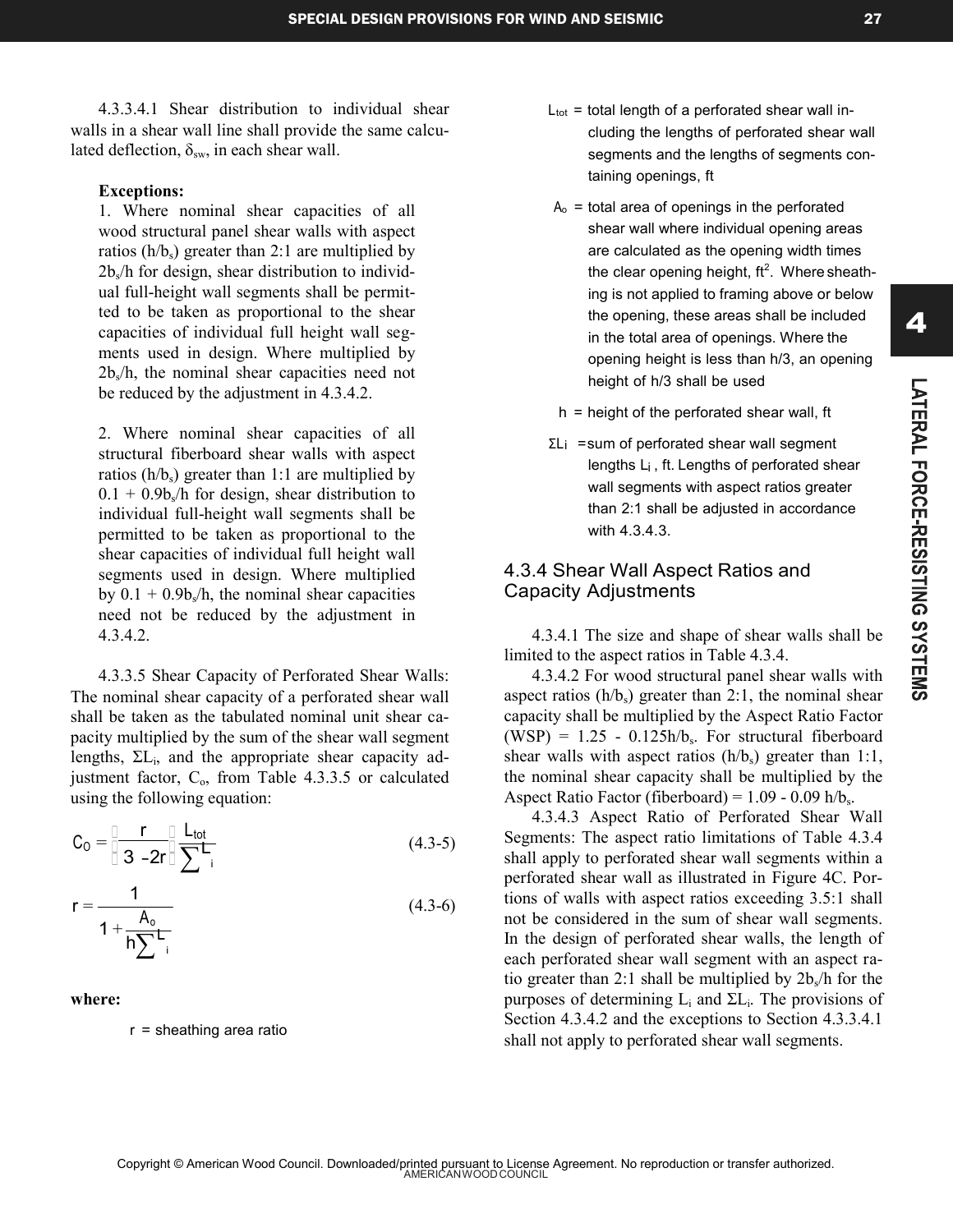4.3.3.4.1 Shear distribution to individual shear walls in a shear wall line shall provide the same calculated deflection, $\delta_{sw}$, in each shear wall.

**Exceptions:**

1. Where nominal shear capacities of all wood structural panel shear walls with aspect ratios ($h/b_s$) greater than 2:1 are multiplied by $2b_s/h$ for design, shear distribution to individual full-height wall segments shall be permitted to be taken as proportional to the shear capacities of individual full height wall segments used in design. Where multiplied by $2b_s/h$, the nominal shear capacities need not be reduced by the adjustment in 4.3.4.2.

2. Where nominal shear capacities of all structural fiberboard shear walls with aspect ratios ($h/b_s$) greater than 1:1 are multiplied by $0.1 + 0.9b_s/h$ for design, shear distribution to individual full-height wall segments shall be permitted to be taken as proportional to the shear capacities of individual full height wall segments used in design. Where multiplied by $0.1 + 0.9b_s/h$, the nominal shear capacities need not be reduced by the adjustment in 4.3.4.2.

4.3.3.5 Shear Capacity of Perforated Shear Walls: The nominal shear capacity of a perforated shear wall shall be taken as the tabulated nominal unit shear capacity multiplied by the sum of the shear wall segment lengths, $\Sigma L_i$, and the appropriate shear capacity adjustment factor, $C_o$, from Table 4.3.3.5 or calculated using the following equation:

$$C_O = \left(\frac{r}{3-2r}\right)\frac{L_{tot}}{\sum L_i} \tag{4.3-5}$$

$$r = \frac{1}{1 + \dfrac{A_o}{h\sum L_i}} \tag{4.3-6}$$

**where:**

$r$ = sheathing area ratio

$L_{tot}$ = total length of a perforated shear wall including the lengths of perforated shear wall segments and the lengths of segments containing openings, ft

$A_o$ = total area of openings in the perforated shear wall where individual opening areas are calculated as the opening width times the clear opening height, ft$^2$. Where sheathing is not applied to framing above or below the opening, these areas shall be included in the total area of openings. Where the opening height is less than h/3, an opening height of h/3 shall be used

$h$ = height of the perforated shear wall, ft

$\Sigma L_i$ = sum of perforated shear wall segment lengths $L_i$, ft. Lengths of perforated shear wall segments with aspect ratios greater than 2:1 shall be adjusted in accordance with 4.3.4.3.

## 4.3.4 Shear Wall Aspect Ratios and Capacity Adjustments

4.3.4.1 The size and shape of shear walls shall be limited to the aspect ratios in Table 4.3.4.

4.3.4.2 For wood structural panel shear walls with aspect ratios ($h/b_s$) greater than 2:1, the nominal shear capacity shall be multiplied by the Aspect Ratio Factor (WSP) = $1.25 - 0.125h/b_s$. For structural fiberboard shear walls with aspect ratios ($h/b_s$) greater than 1:1, the nominal shear capacity shall be multiplied by the Aspect Ratio Factor (fiberboard) = $1.09 - 0.09\,h/b_s$.

4.3.4.3 Aspect Ratio of Perforated Shear Wall Segments: The aspect ratio limitations of Table 4.3.4 shall apply to perforated shear wall segments within a perforated shear wall as illustrated in Figure 4C. Portions of walls with aspect ratios exceeding 3.5:1 shall not be considered in the sum of shear wall segments. In the design of perforated shear walls, the length of each perforated shear wall segment with an aspect ratio greater than 2:1 shall be multiplied by $2b_s/h$ for the purposes of determining $L_i$ and $\Sigma L_i$. The provisions of Section 4.3.4.2 and the exceptions to Section 4.3.3.4.1 shall not apply to perforated shear wall segments.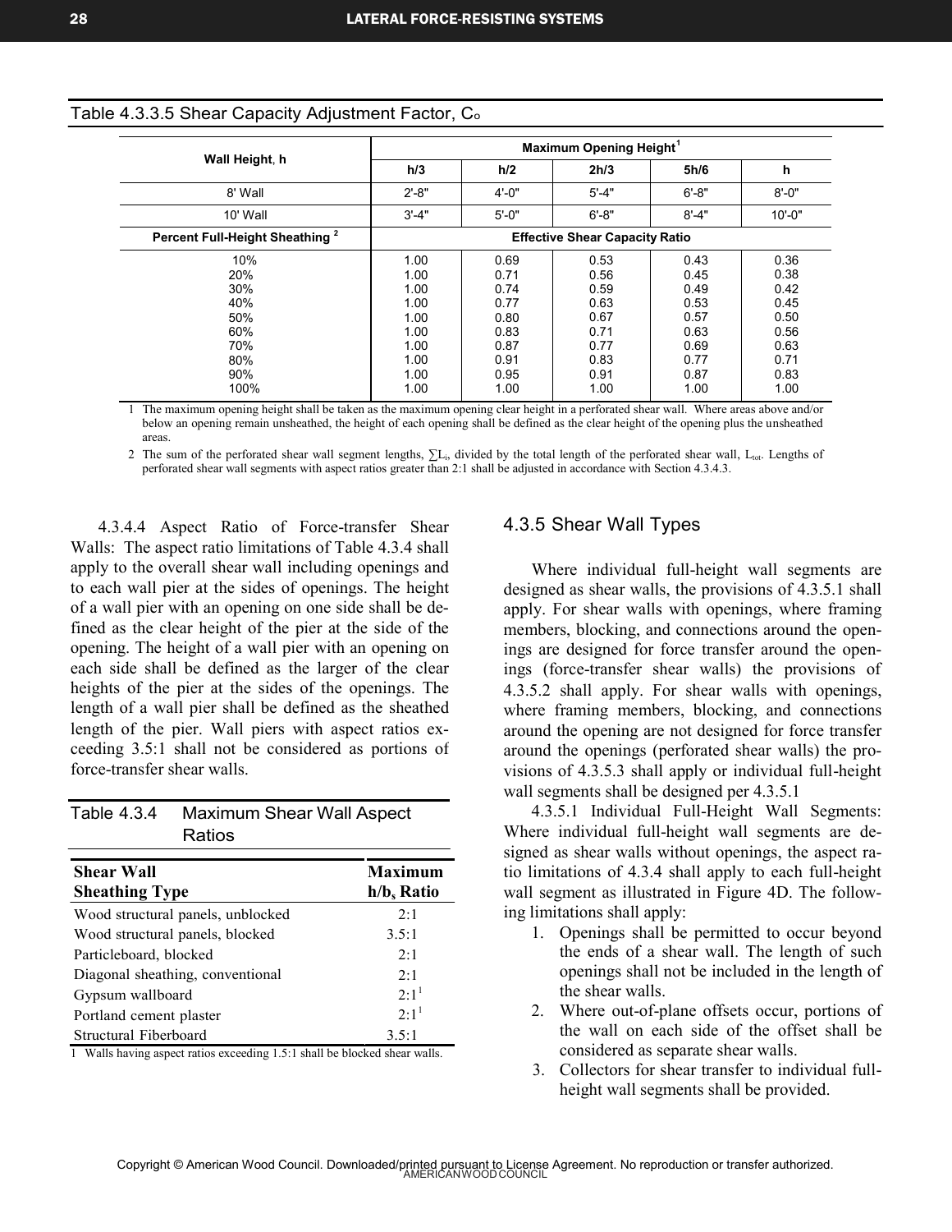### Table 4.3.3.5 Shear Capacity Adjustment Factor, $C_o$

| Wall Height, h | Maximum Opening Height[1] | | | | |
|---|---|---|---|---|---|
| | h/3 | h/2 | 2h/3 | 5h/6 | h |
| 8' Wall | 2'-8" | 4'-0" | 5'-4" | 6'-8" | 8'-0" |
| 10' Wall | 3'-4" | 5'-0" | 6'-8" | 8'-4" | 10'-0" |
| **Percent Full-Height Sheathing [2]** | **Effective Shear Capacity Ratio** | | | | |
| 10% | 1.00 | 0.69 | 0.53 | 0.43 | 0.36 |
| 20% | 1.00 | 0.71 | 0.56 | 0.45 | 0.38 |
| 30% | 1.00 | 0.74 | 0.59 | 0.49 | 0.42 |
| 40% | 1.00 | 0.77 | 0.63 | 0.53 | 0.45 |
| 50% | 1.00 | 0.80 | 0.67 | 0.57 | 0.50 |
| 60% | 1.00 | 0.83 | 0.71 | 0.63 | 0.56 |
| 70% | 1.00 | 0.87 | 0.77 | 0.69 | 0.63 |
| 80% | 1.00 | 0.91 | 0.83 | 0.77 | 0.71 |
| 90% | 1.00 | 0.95 | 0.91 | 0.87 | 0.83 |
| 100% | 1.00 | 1.00 | 1.00 | 1.00 | 1.00 |

1 The maximum opening height shall be taken as the maximum opening clear height in a perforated shear wall. Where areas above and/or below an opening remain unsheathed, the height of each opening shall be defined as the clear height of the opening plus the unsheathed areas.

2 The sum of the perforated shear wall segment lengths, $\sum L_i$, divided by the total length of the perforated shear wall, $L_{tot}$. Lengths of perforated shear wall segments with aspect ratios greater than 2:1 shall be adjusted in accordance with Section 4.3.4.3.

4.3.4.4 Aspect Ratio of Force-transfer Shear Walls: The aspect ratio limitations of Table 4.3.4 shall apply to the overall shear wall including openings and to each wall pier at the sides of openings. The height of a wall pier with an opening on one side shall be defined as the clear height of the pier at the side of the opening. The height of a wall pier with an opening on each side shall be defined as the larger of the clear heights of the pier at the sides of the openings. The length of a wall pier shall be defined as the sheathed length of the pier. Wall piers with aspect ratios exceeding 3.5:1 shall not be considered as portions of force-transfer shear walls.

### Table 4.3.4 Maximum Shear Wall Aspect Ratios

| Shear Wall Sheathing Type | Maximum $h/b_s$ Ratio |
|---|---|
| Wood structural panels, unblocked | 2:1 |
| Wood structural panels, blocked | 3.5:1 |
| Particleboard, blocked | 2:1 |
| Diagonal sheathing, conventional | 2:1 |
| Gypsum wallboard | 2:1[1] |
| Portland cement plaster | 2:1[1] |
| Structural Fiberboard | 3.5:1 |

1 Walls having aspect ratios exceeding 1.5:1 shall be blocked shear walls.

## 4.3.5 Shear Wall Types

Where individual full-height wall segments are designed as shear walls, the provisions of 4.3.5.1 shall apply. For shear walls with openings, where framing members, blocking, and connections around the openings are designed for force transfer around the openings (force-transfer shear walls) the provisions of 4.3.5.2 shall apply. For shear walls with openings, where framing members, blocking, and connections around the opening are not designed for force transfer around the openings (perforated shear walls) the provisions of 4.3.5.3 shall apply or individual full-height wall segments shall be designed per 4.3.5.1

4.3.5.1 Individual Full-Height Wall Segments: Where individual full-height wall segments are designed as shear walls without openings, the aspect ratio limitations of 4.3.4 shall apply to each full-height wall segment as illustrated in Figure 4D. The following limitations shall apply:

1. Openings shall be permitted to occur beyond the ends of a shear wall. The length of such openings shall not be included in the length of the shear walls.
2. Where out-of-plane offsets occur, portions of the wall on each side of the offset shall be considered as separate shear walls.
3. Collectors for shear transfer to individual full-height wall segments shall be provided.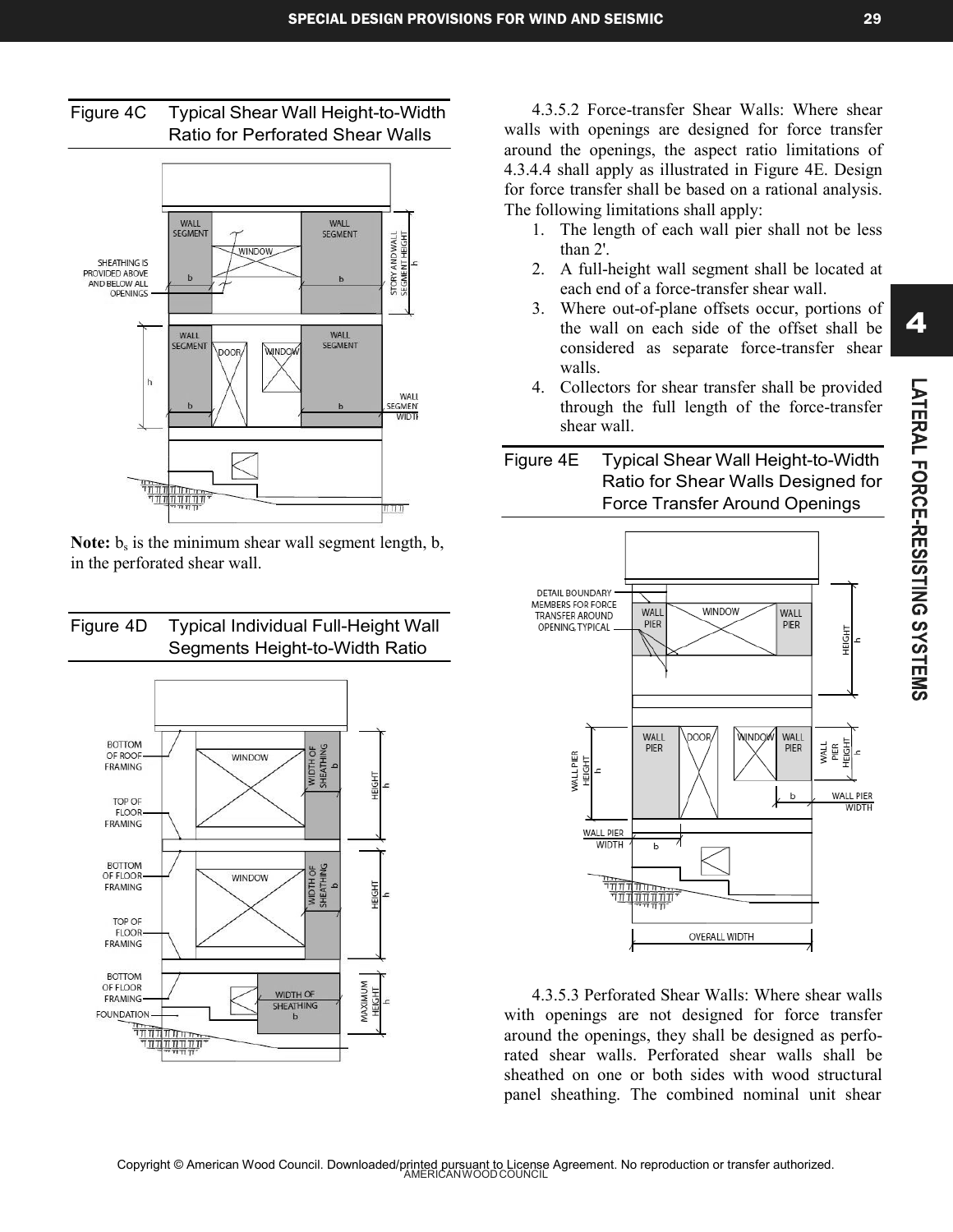Figure 4C Typical Shear Wall Height-to-Width Ratio for Perforated Shear Walls

**Note:** $b_s$ is the minimum shear wall segment length, b, in the perforated shear wall.

Figure 4D Typical Individual Full-Height Wall Segments Height-to-Width Ratio

4.3.5.2 Force-transfer Shear Walls: Where shear walls with openings are designed for force transfer around the openings, the aspect ratio limitations of 4.3.4.4 shall apply as illustrated in Figure 4E. Design for force transfer shall be based on a rational analysis. The following limitations shall apply:

1. The length of each wall pier shall not be less than 2'.
2. A full-height wall segment shall be located at each end of a force-transfer shear wall.
3. Where out-of-plane offsets occur, portions of the wall on each side of the offset shall be considered as separate force-transfer shear walls.
4. Collectors for shear transfer shall be provided through the full length of the force-transfer shear wall.

Figure 4E Typical Shear Wall Height-to-Width Ratio for Shear Walls Designed for Force Transfer Around Openings

4.3.5.3 Perforated Shear Walls: Where shear walls with openings are not designed for force transfer around the openings, they shall be designed as perforated shear walls. Perforated shear walls shall be sheathed on one or both sides with wood structural panel sheathing. The combined nominal unit shear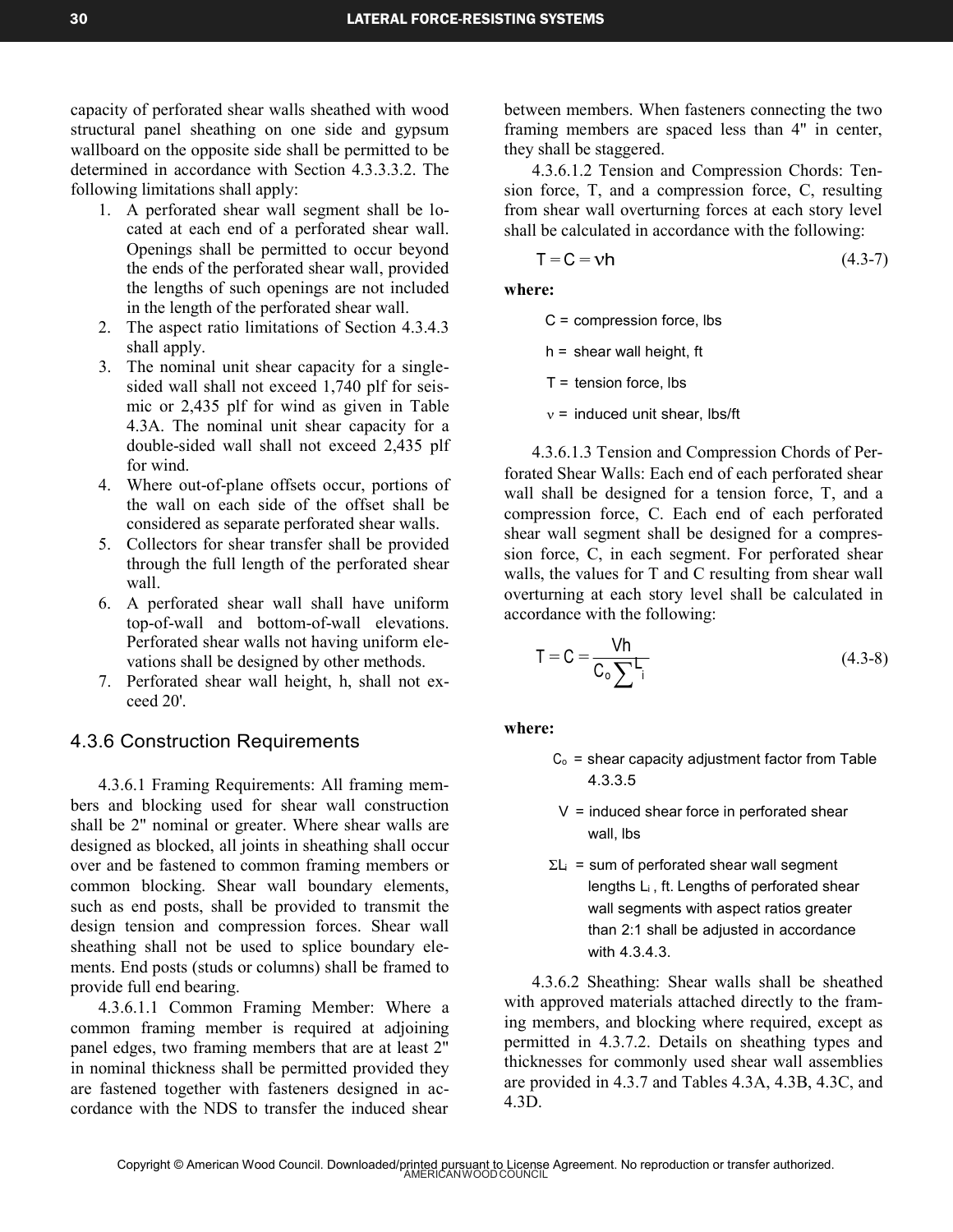capacity of perforated shear walls sheathed with wood structural panel sheathing on one side and gypsum wallboard on the opposite side shall be permitted to be determined in accordance with Section 4.3.3.3.2. The following limitations shall apply:

1. A perforated shear wall segment shall be located at each end of a perforated shear wall. Openings shall be permitted to occur beyond the ends of the perforated shear wall, provided the lengths of such openings are not included in the length of the perforated shear wall.
2. The aspect ratio limitations of Section 4.3.4.3 shall apply.
3. The nominal unit shear capacity for a single-sided wall shall not exceed 1,740 plf for seismic or 2,435 plf for wind as given in Table 4.3A. The nominal unit shear capacity for a double-sided wall shall not exceed 2,435 plf for wind.
4. Where out-of-plane offsets occur, portions of the wall on each side of the offset shall be considered as separate perforated shear walls.
5. Collectors for shear transfer shall be provided through the full length of the perforated shear wall.
6. A perforated shear wall shall have uniform top-of-wall and bottom-of-wall elevations. Perforated shear walls not having uniform elevations shall be designed by other methods.
7. Perforated shear wall height, h, shall not exceed 20'.

## 4.3.6 Construction Requirements

4.3.6.1 Framing Requirements: All framing members and blocking used for shear wall construction shall be 2" nominal or greater. Where shear walls are designed as blocked, all joints in sheathing shall occur over and be fastened to common framing members or common blocking. Shear wall boundary elements, such as end posts, shall be provided to transmit the design tension and compression forces. Shear wall sheathing shall not be used to splice boundary elements. End posts (studs or columns) shall be framed to provide full end bearing.

4.3.6.1.1 Common Framing Member: Where a common framing member is required at adjoining panel edges, two framing members that are at least 2" in nominal thickness shall be permitted provided they are fastened together with fasteners designed in accordance with the NDS to transfer the induced shear between members. When fasteners connecting the two framing members are spaced less than 4" in center, they shall be staggered.

4.3.6.1.2 Tension and Compression Chords: Tension force, T, and a compression force, C, resulting from shear wall overturning forces at each story level shall be calculated in accordance with the following:

$$T = C = \nu h \qquad (4.3\text{-}7)$$

**where:**

C = compression force, lbs

h = shear wall height, ft

T = tension force, lbs

$\nu$ = induced unit shear, lbs/ft

4.3.6.1.3 Tension and Compression Chords of Perforated Shear Walls: Each end of each perforated shear wall shall be designed for a tension force, T, and a compression force, C. Each end of each perforated shear wall segment shall be designed for a compression force, C, in each segment. For perforated shear walls, the values for T and C resulting from shear wall overturning at each story level shall be calculated in accordance with the following:

$$T = C = \frac{Vh}{C_o \sum L_i} \qquad (4.3\text{-}8)$$

**where:**

$C_o$ = shear capacity adjustment factor from Table 4.3.3.5

V = induced shear force in perforated shear wall, lbs

$\Sigma L_i$ = sum of perforated shear wall segment lengths $L_i$, ft. Lengths of perforated shear wall segments with aspect ratios greater than 2:1 shall be adjusted in accordance with 4.3.4.3.

4.3.6.2 Sheathing: Shear walls shall be sheathed with approved materials attached directly to the framing members, and blocking where required, except as permitted in 4.3.7.2. Details on sheathing types and thicknesses for commonly used shear wall assemblies are provided in 4.3.7 and Tables 4.3A, 4.3B, 4.3C, and 4.3D.